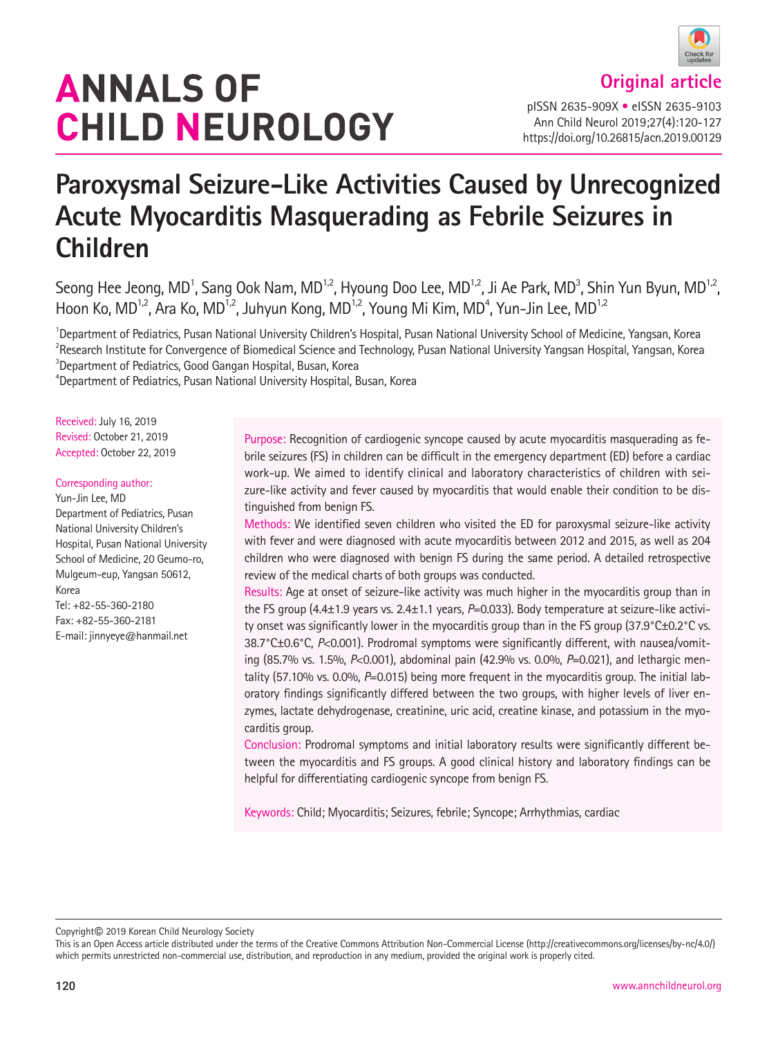# ANNALS OF CHILD NEUROLOGY

Original article

pISSN 2635-909X • eISSN 2635-9103
Ann Child Neurol 2019;27(4):120-127
https://doi.org/10.26815/acn.2019.00129

# Paroxysmal Seizure-Like Activities Caused by Unrecognized Acute Myocarditis Masquerading as Febrile Seizures in Children

Seong Hee Jeong, MD[1], Sang Ook Nam, MD[1,2], Hyoung Doo Lee, MD[1,2], Ji Ae Park, MD[3], Shin Yun Byun, MD[1,2], Hoon Ko, MD[1,2], Ara Ko, MD[1,2], Juhyun Kong, MD[1,2], Young Mi Kim, MD[4], Yun-Jin Lee, MD[1,2]

[1]Department of Pediatrics, Pusan National University Children's Hospital, Pusan National University School of Medicine, Yangsan, Korea
[2]Research Institute for Convergence of Biomedical Science and Technology, Pusan National University Yangsan Hospital, Yangsan, Korea
[3]Department of Pediatrics, Good Gangan Hospital, Busan, Korea
[4]Department of Pediatrics, Pusan National University Hospital, Busan, Korea

Received: July 16, 2019
Revised: October 21, 2019
Accepted: October 22, 2019

Corresponding author:
Yun-Jin Lee, MD
Department of Pediatrics, Pusan National University Children's Hospital, Pusan National University School of Medicine, 20 Geumo-ro, Mulgeum-eup, Yangsan 50612, Korea
Tel: +82-55-360-2180
Fax: +82-55-360-2181
E-mail: jinnyeye@hanmail.net

**Purpose:** Recognition of cardiogenic syncope caused by acute myocarditis masquerading as febrile seizures (FS) in children can be difficult in the emergency department (ED) before a cardiac work-up. We aimed to identify clinical and laboratory characteristics of children with seizure-like activity and fever caused by myocarditis that would enable their condition to be distinguished from benign FS.

**Methods:** We identified seven children who visited the ED for paroxysmal seizure-like activity with fever and were diagnosed with acute myocarditis between 2012 and 2015, as well as 204 children who were diagnosed with benign FS during the same period. A detailed retrospective review of the medical charts of both groups was conducted.

**Results:** Age at onset of seizure-like activity was much higher in the myocarditis group than in the FS group (4.4±1.9 years vs. 2.4±1.1 years, $P$=0.033). Body temperature at seizure-like activity onset was significantly lower in the myocarditis group than in the FS group (37.9°C±0.2°C vs. 38.7°C±0.6°C, $P$<0.001). Prodromal symptoms were significantly different, with nausea/vomiting (85.7% vs. 1.5%, $P$<0.001), abdominal pain (42.9% vs. 0.0%, $P$=0.021), and lethargic mentality (57.10% vs. 0.0%, $P$=0.015) being more frequent in the myocarditis group. The initial laboratory findings significantly differed between the two groups, with higher levels of liver enzymes, lactate dehydrogenase, creatinine, uric acid, creatine kinase, and potassium in the myocarditis group.

**Conclusion:** Prodromal symptoms and initial laboratory results were significantly different between the myocarditis and FS groups. A good clinical history and laboratory findings can be helpful for differentiating cardiogenic syncope from benign FS.

**Keywords:** Child; Myocarditis; Seizures, febrile; Syncope; Arrhythmias, cardiac

Copyright© 2019 Korean Child Neurology Society
This is an Open Access article distributed under the terms of the Creative Commons Attribution Non-Commercial License (http://creativecommons.org/licenses/by-nc/4.0/) which permits unrestricted non-commercial use, distribution, and reproduction in any medium, provided the original work is properly cited.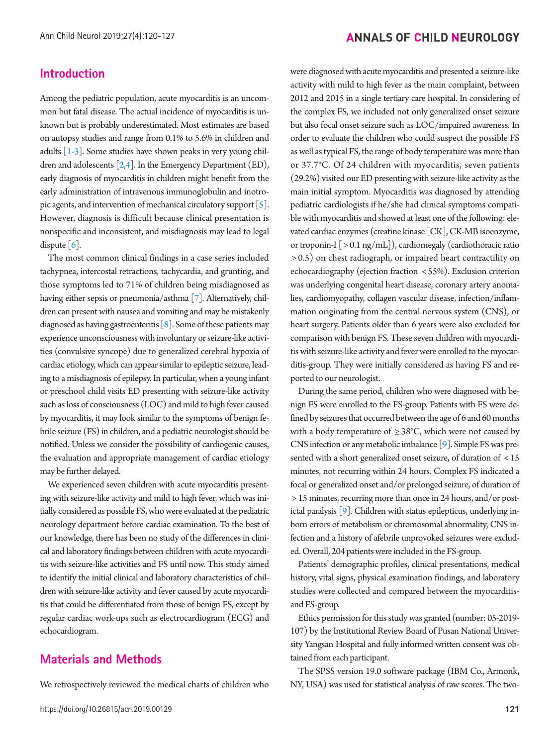## Introduction

Among the pediatric population, acute myocarditis is an uncommon but fatal disease. The actual incidence of myocarditis is unknown but is probably underestimated. Most estimates are based on autopsy studies and range from 0.1% to 5.6% in children and adults [1-3]. Some studies have shown peaks in very young children and adolescents [2,4]. In the Emergency Department (ED), early diagnosis of myocarditis in children might benefit from the early administration of intravenous immunoglobulin and inotropic agents, and intervention of mechanical circulatory support [5]. However, diagnosis is difficult because clinical presentation is nonspecific and inconsistent, and misdiagnosis may lead to legal dispute [6].

The most common clinical findings in a case series included tachypnea, intercostal retractions, tachycardia, and grunting, and those symptoms led to 71% of children being misdiagnosed as having either sepsis or pneumonia/asthma [7]. Alternatively, children can present with nausea and vomiting and may be mistakenly diagnosed as having gastroenteritis [8]. Some of these patients may experience unconsciousness with involuntary or seizure-like activities (convulsive syncope) due to generalized cerebral hypoxia of cardiac etiology, which can appear similar to epileptic seizure, leading to a misdiagnosis of epilepsy. In particular, when a young infant or preschool child visits ED presenting with seizure-like activity such as loss of consciousness (LOC) and mild to high fever caused by myocarditis, it may look similar to the symptoms of benign febrile seizure (FS) in children, and a pediatric neurologist should be notified. Unless we consider the possibility of cardiogenic causes, the evaluation and appropriate management of cardiac etiology may be further delayed.

We experienced seven children with acute myocarditis presenting with seizure-like activity and mild to high fever, which was initially considered as possible FS, who were evaluated at the pediatric neurology department before cardiac examination. To the best of our knowledge, there has been no study of the differences in clinical and laboratory findings between children with acute myocarditis with seizure-like activities and FS until now. This study aimed to identify the initial clinical and laboratory characteristics of children with seizure-like activity and fever caused by acute myocarditis that could be differentiated from those of benign FS, except by regular cardiac work-ups such as electrocardiogram (ECG) and echocardiogram.

## Materials and Methods

We retrospectively reviewed the medical charts of children who were diagnosed with acute myocarditis and presented a seizure-like activity with mild to high fever as the main complaint, between 2012 and 2015 in a single tertiary care hospital. In considering of the complex FS, we included not only generalized onset seizure but also focal onset seizure such as LOC/impaired awareness. In order to evaluate the children who could suspect the possible FS as well as typical FS, the range of body temperature was more than or 37.7°C. Of 24 children with myocarditis, seven patients (29.2%) visited our ED presenting with seizure-like activity as the main initial symptom. Myocarditis was diagnosed by attending pediatric cardiologists if he/she had clinical symptoms compatible with myocarditis and showed at least one of the following: elevated cardiac enzymes (creatine kinase [CK], CK-MB isoenzyme, or troponin-I [ $>0.1$ ng/mL]), cardiomegaly (cardiothoracic ratio $>0.5$) on chest radiograph, or impaired heart contractility on echocardiography (ejection fraction $<55\%$). Exclusion criterion was underlying congenital heart disease, coronary artery anomalies, cardiomyopathy, collagen vascular disease, infection/inflammation originating from the central nervous system (CNS), or heart surgery. Patients older than 6 years were also excluded for comparison with benign FS. These seven children with myocarditis with seizure-like activity and fever were enrolled to the myocarditis-group. They were initially considered as having FS and reported to our neurologist.

During the same period, children who were diagnosed with benign FS were enrolled to the FS-group. Patients with FS were defined by seizures that occurred between the age of 6 and 60 months with a body temperature of $\geq 38$°C, which were not caused by CNS infection or any metabolic imbalance [9]. Simple FS was presented with a short generalized onset seizure, of duration of $<15$ minutes, not recurring within 24 hours. Complex FS indicated a focal or generalized onset and/or prolonged seizure, of duration of $>15$ minutes, recurring more than once in 24 hours, and/or postictal paralysis [9]. Children with status epilepticus, underlying inborn errors of metabolism or chromosomal abnormality, CNS infection and a history of afebrile unprovoked seizures were excluded. Overall, 204 patients were included in the FS-group.

Patients' demographic profiles, clinical presentations, medical history, vital signs, physical examination findings, and laboratory studies were collected and compared between the myocarditis- and FS-group.

Ethics permission for this study was granted (number: 05-2019-107) by the Institutional Review Board of Pusan National University Yangsan Hospital and fully informed written consent was obtained from each participant.

The SPSS version 19.0 software package (IBM Co., Armonk, NY, USA) was used for statistical analysis of raw scores. The two-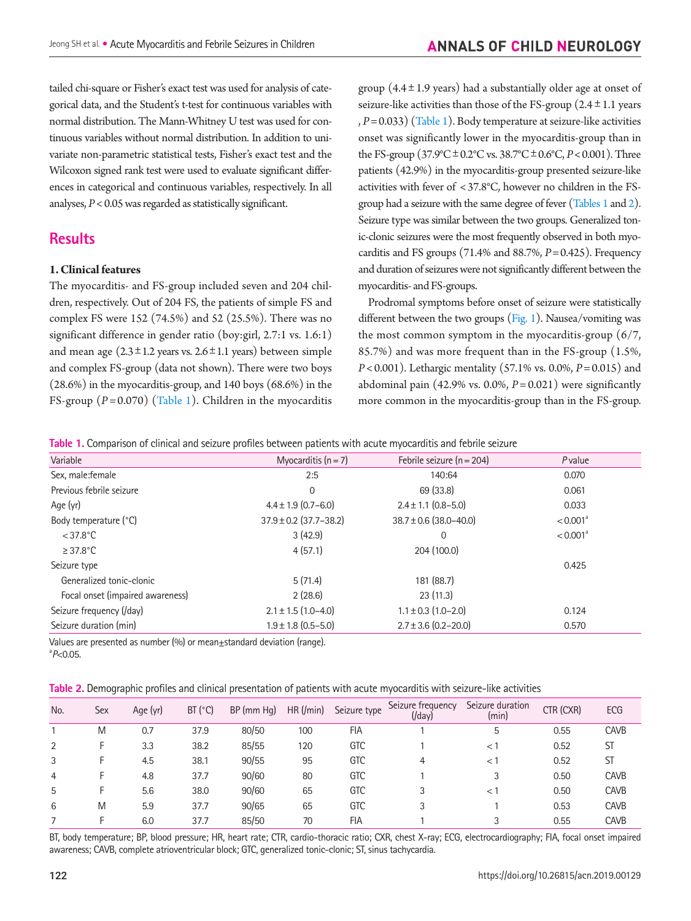tailed chi-square or Fisher's exact test was used for analysis of categorical data, and the Student's t-test for continuous variables with normal distribution. The Mann-Whitney U test was used for continuous variables without normal distribution. In addition to univariate non-parametric statistical tests, Fisher's exact test and the Wilcoxon signed rank test were used to evaluate significant differences in categorical and continuous variables, respectively. In all analyses, $P<0.05$ was regarded as statistically significant.

## Results

### 1. Clinical features

The myocarditis- and FS-group included seven and 204 children, respectively. Out of 204 FS, the patients of simple FS and complex FS were 152 (74.5%) and 52 (25.5%). There was no significant difference in gender ratio (boy:girl, 2.7:1 vs. 1.6:1) and mean age (2.3±1.2 years vs. 2.6±1.1 years) between simple and complex FS-group (data not shown). There were two boys (28.6%) in the myocarditis-group, and 140 boys (68.6%) in the FS-group ($P=0.070$) (Table 1). Children in the myocarditis group (4.4±1.9 years) had a substantially older age at onset of seizure-like activities than those of the FS-group (2.4±1.1 years, $P=0.033$) (Table 1). Body temperature at seizure-like activities onset was significantly lower in the myocarditis-group than in the FS-group (37.9°C±0.2°C vs. 38.7°C±0.6°C, $P<0.001$). Three patients (42.9%) in the myocarditis-group presented seizure-like activities with fever of <37.8°C, however no children in the FS-group had a seizure with the same degree of fever (Tables 1 and 2). Seizure type was similar between the two groups. Generalized tonic-clonic seizures were the most frequently observed in both myocarditis and FS groups (71.4% and 88.7%, $P=0.425$). Frequency and duration of seizures were not significantly different between the myocarditis- and FS-groups.

Prodromal symptoms before onset of seizure were statistically different between the two groups (Fig. 1). Nausea/vomiting was the most common symptom in the myocarditis-group (6/7, 85.7%) and was more frequent than in the FS-group (1.5%, $P<0.001$). Lethargic mentality (57.1% vs. 0.0%, $P=0.015$) and abdominal pain (42.9% vs. 0.0%, $P=0.021$) were significantly more common in the myocarditis-group than in the FS-group.

**Table 1.** Comparison of clinical and seizure profiles between patients with acute myocarditis and febrile seizure

| Variable | Myocarditis (n=7) | Febrile seizure (n=204) | *P* value |
|---|---|---|---|
| Sex, male:female | 2:5 | 140:64 | 0.070 |
| Previous febrile seizure | 0 | 69 (33.8) | 0.061 |
| Age (yr) | 4.4±1.9 (0.7–6.0) | 2.4±1.1 (0.8–5.0) | 0.033 |
| Body temperature (°C) | 37.9±0.2 (37.7–38.2) | 38.7±0.6 (38.0–40.0) | <0.001[a] |
| <37.8°C | 3 (42.9) | 0 | <0.001[a] |
| ≥37.8°C | 4 (57.1) | 204 (100.0) | |
| Seizure type | | | 0.425 |
| Generalized tonic-clonic | 5 (71.4) | 181 (88.7) | |
| Focal onset (impaired awareness) | 2 (28.6) | 23 (11.3) | |
| Seizure frequency (/day) | 2.1±1.5 (1.0–4.0) | 1.1±0.3 (1.0–2.0) | 0.124 |
| Seizure duration (min) | 1.9±1.8 (0.5–5.0) | 2.7±3.6 (0.2–20.0) | 0.570 |

Values are presented as number (%) or mean±standard deviation (range).
[a]$P<0.05$.

**Table 2.** Demographic profiles and clinical presentation of patients with acute myocarditis with seizure-like activities

| No. | Sex | Age (yr) | BT (°C) | BP (mm Hg) | HR (/min) | Seizure type | Seizure frequency (/day) | Seizure duration (min) | CTR (CXR) | ECG |
|---|---|---|---|---|---|---|---|---|---|---|
| 1 | M | 0.7 | 37.9 | 80/50 | 100 | FIA | 1 | 5 | 0.55 | CAVB |
| 2 | F | 3.3 | 38.2 | 85/55 | 120 | GTC | 1 | <1 | 0.52 | ST |
| 3 | F | 4.5 | 38.1 | 90/55 | 95 | GTC | 4 | <1 | 0.52 | ST |
| 4 | F | 4.8 | 37.7 | 90/60 | 80 | GTC | 1 | 3 | 0.50 | CAVB |
| 5 | F | 5.6 | 38.0 | 90/60 | 65 | GTC | 3 | <1 | 0.50 | CAVB |
| 6 | M | 5.9 | 37.7 | 90/65 | 65 | GTC | 3 | 1 | 0.53 | CAVB |
| 7 | F | 6.0 | 37.7 | 85/50 | 70 | FIA | 1 | 3 | 0.55 | CAVB |

BT, body temperature; BP, blood pressure; HR, heart rate; CTR, cardio-thoracic ratio; CXR, chest X-ray; ECG, electrocardiography; FIA, focal onset impaired awareness; CAVB, complete atrioventricular block; GTC, generalized tonic-clonic; ST, sinus tachycardia.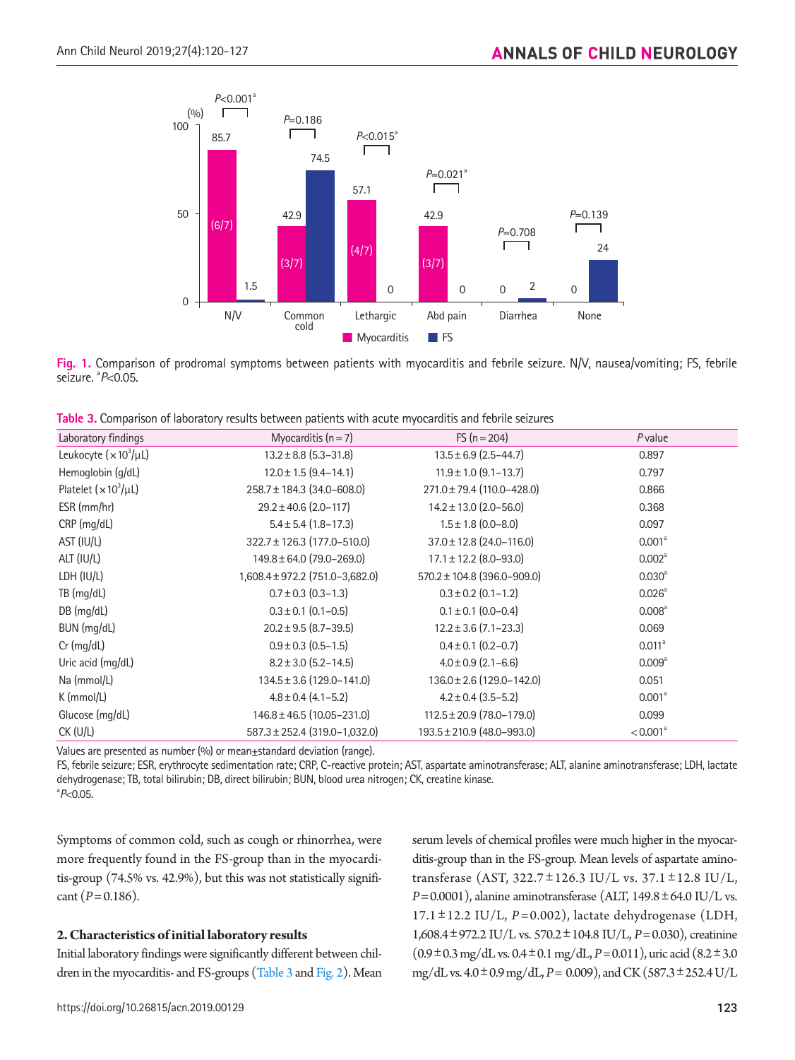Fig. 1. Comparison of prodromal symptoms between patients with myocarditis and febrile seizure. N/V, nausea/vomiting; FS, febrile seizure. [a]$P$<0.05.

Table 3. Comparison of laboratory results between patients with acute myocarditis and febrile seizures

| Laboratory findings | Myocarditis (n = 7) | FS (n = 204) | $P$ value |
|---|---|---|---|
| Leukocyte ($\times 10^3$/μL) | 13.2 ± 8.8 (5.3–31.8) | 13.5 ± 6.9 (2.5–44.7) | 0.897 |
| Hemoglobin (g/dL) | 12.0 ± 1.5 (9.4–14.1) | 11.9 ± 1.0 (9.1–13.7) | 0.797 |
| Platelet ($\times 10^3$/μL) | 258.7 ± 184.3 (34.0–608.0) | 271.0 ± 79.4 (110.0–428.0) | 0.866 |
| ESR (mm/hr) | 29.2 ± 40.6 (2.0–117) | 14.2 ± 13.0 (2.0–56.0) | 0.368 |
| CRP (mg/dL) | 5.4 ± 5.4 (1.8–17.3) | 1.5 ± 1.8 (0.0–8.0) | 0.097 |
| AST (IU/L) | 322.7 ± 126.3 (177.0–510.0) | 37.0 ± 12.8 (24.0–116.0) | 0.001[a] |
| ALT (IU/L) | 149.8 ± 64.0 (79.0–269.0) | 17.1 ± 12.2 (8.0–93.0) | 0.002[a] |
| LDH (IU/L) | 1,608.4 ± 972.2 (751.0–3,682.0) | 570.2 ± 104.8 (396.0–909.0) | 0.030[a] |
| TB (mg/dL) | 0.7 ± 0.3 (0.3–1.3) | 0.3 ± 0.2 (0.1–1.2) | 0.026[a] |
| DB (mg/dL) | 0.3 ± 0.1 (0.1–0.5) | 0.1 ± 0.1 (0.0–0.4) | 0.008[a] |
| BUN (mg/dL) | 20.2 ± 9.5 (8.7–39.5) | 12.2 ± 3.6 (7.1–23.3) | 0.069 |
| Cr (mg/dL) | 0.9 ± 0.3 (0.5–1.5) | 0.4 ± 0.1 (0.2–0.7) | 0.011[a] |
| Uric acid (mg/dL) | 8.2 ± 3.0 (5.2–14.5) | 4.0 ± 0.9 (2.1–6.6) | 0.009[a] |
| Na (mmol/L) | 134.5 ± 3.6 (129.0–141.0) | 136.0 ± 2.6 (129.0–142.0) | 0.051 |
| K (mmol/L) | 4.8 ± 0.4 (4.1–5.2) | 4.2 ± 0.4 (3.5–5.2) | 0.001[a] |
| Glucose (mg/dL) | 146.8 ± 46.5 (10.05–231.0) | 112.5 ± 20.9 (78.0–179.0) | 0.099 |
| CK (U/L) | 587.3 ± 252.4 (319.0–1,032.0) | 193.5 ± 210.9 (48.0–993.0) | < 0.001[a] |

Values are presented as number (%) or mean±standard deviation (range).
FS, febrile seizure; ESR, erythrocyte sedimentation rate; CRP, C-reactive protein; AST, aspartate aminotransferase; ALT, alanine aminotransferase; LDH, lactate dehydrogenase; TB, total bilirubin; DB, direct bilirubin; BUN, blood urea nitrogen; CK, creatine kinase.
[a]$P$<0.05.

Symptoms of common cold, such as cough or rhinorrhea, were more frequently found in the FS-group than in the myocarditis-group (74.5% vs. 42.9%), but this was not statistically significant ($P$=0.186).

### 2. Characteristics of initial laboratory results

Initial laboratory findings were significantly different between children in the myocarditis- and FS-groups (Table 3 and Fig. 2). Mean serum levels of chemical profiles were much higher in the myocarditis-group than in the FS-group. Mean levels of aspartate aminotransferase (AST, 322.7±126.3 IU/L vs. 37.1±12.8 IU/L, $P$=0.0001), alanine aminotransferase (ALT, 149.8±64.0 IU/L vs. 17.1±12.2 IU/L, $P$=0.002), lactate dehydrogenase (LDH, 1,608.4±972.2 IU/L vs. 570.2±104.8 IU/L, $P$=0.030), creatinine (0.9±0.3 mg/dL vs. 0.4±0.1 mg/dL, $P$=0.011), uric acid (8.2±3.0 mg/dL vs. 4.0±0.9 mg/dL, $P$= 0.009), and CK (587.3±252.4 U/L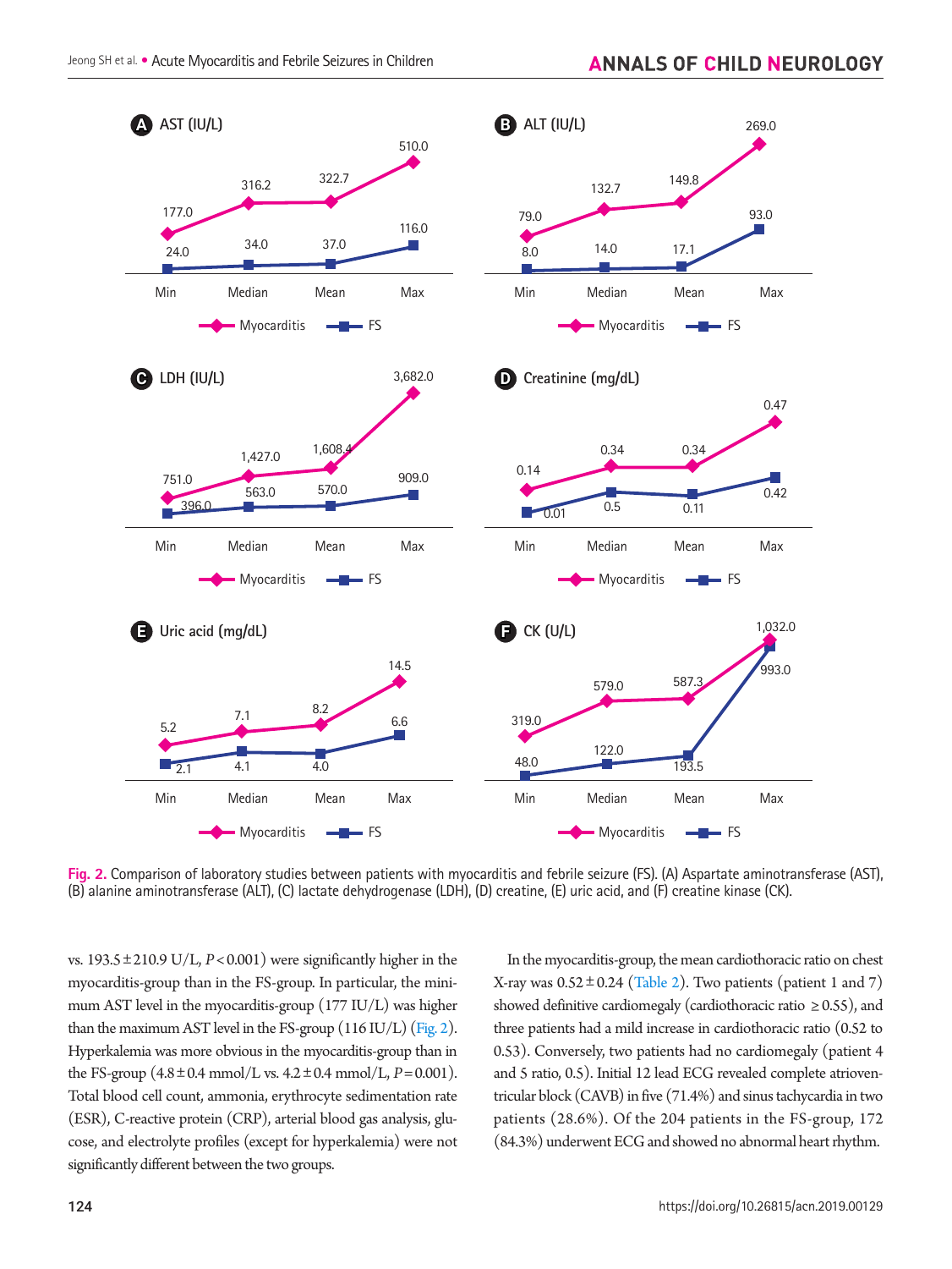Fig. 2. Comparison of laboratory studies between patients with myocarditis and febrile seizure (FS). (A) Aspartate aminotransferase (AST), (B) alanine aminotransferase (ALT), (C) lactate dehydrogenase (LDH), (D) creatine, (E) uric acid, and (F) creatine kinase (CK).

vs. 193.5±210.9 U/L, $P<0.001$) were significantly higher in the myocarditis-group than in the FS-group. In particular, the minimum AST level in the myocarditis-group (177 IU/L) was higher than the maximum AST level in the FS-group (116 IU/L) (Fig. 2). Hyperkalemia was more obvious in the myocarditis-group than in the FS-group (4.8±0.4 mmol/L vs. 4.2±0.4 mmol/L, $P=0.001$). Total blood cell count, ammonia, erythrocyte sedimentation rate (ESR), C-reactive protein (CRP), arterial blood gas analysis, glucose, and electrolyte profiles (except for hyperkalemia) were not significantly different between the two groups.

In the myocarditis-group, the mean cardiothoracic ratio on chest X-ray was 0.52±0.24 (Table 2). Two patients (patient 1 and 7) showed definitive cardiomegaly (cardiothoracic ratio ≥0.55), and three patients had a mild increase in cardiothoracic ratio (0.52 to 0.53). Conversely, two patients had no cardiomegaly (patient 4 and 5 ratio, 0.5). Initial 12 lead ECG revealed complete atrioventricular block (CAVB) in five (71.4%) and sinus tachycardia in two patients (28.6%). Of the 204 patients in the FS-group, 172 (84.3%) underwent ECG and showed no abnormal heart rhythm.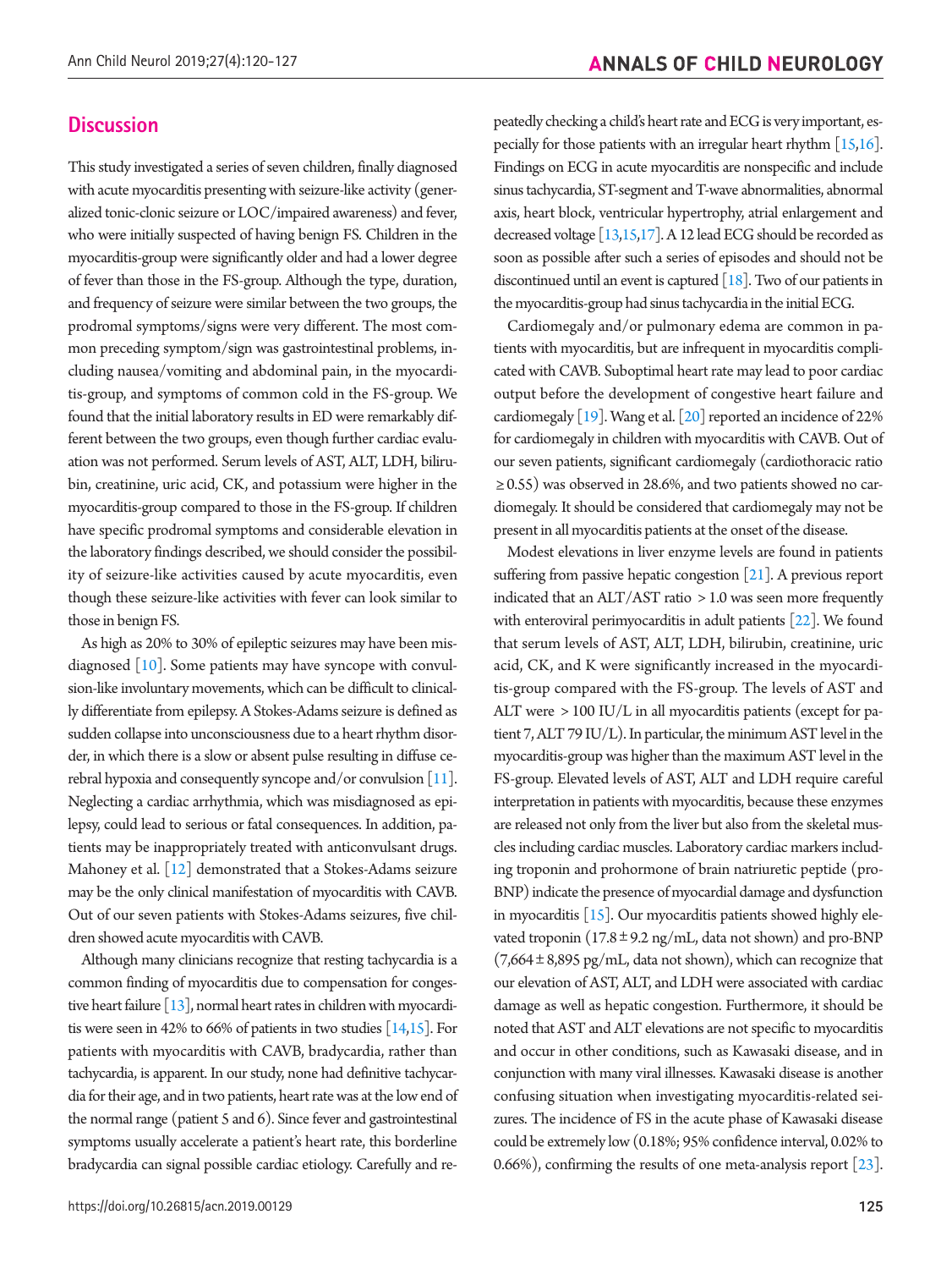## Discussion

This study investigated a series of seven children, finally diagnosed with acute myocarditis presenting with seizure-like activity (generalized tonic-clonic seizure or LOC/impaired awareness) and fever, who were initially suspected of having benign FS. Children in the myocarditis-group were significantly older and had a lower degree of fever than those in the FS-group. Although the type, duration, and frequency of seizure were similar between the two groups, the prodromal symptoms/signs were very different. The most common preceding symptom/sign was gastrointestinal problems, including nausea/vomiting and abdominal pain, in the myocarditis-group, and symptoms of common cold in the FS-group. We found that the initial laboratory results in ED were remarkably different between the two groups, even though further cardiac evaluation was not performed. Serum levels of AST, ALT, LDH, bilirubin, creatinine, uric acid, CK, and potassium were higher in the myocarditis-group compared to those in the FS-group. If children have specific prodromal symptoms and considerable elevation in the laboratory findings described, we should consider the possibility of seizure-like activities caused by acute myocarditis, even though these seizure-like activities with fever can look similar to those in benign FS.

As high as 20% to 30% of epileptic seizures may have been misdiagnosed [10]. Some patients may have syncope with convulsion-like involuntary movements, which can be difficult to clinically differentiate from epilepsy. A Stokes-Adams seizure is defined as sudden collapse into unconsciousness due to a heart rhythm disorder, in which there is a slow or absent pulse resulting in diffuse cerebral hypoxia and consequently syncope and/or convulsion [11]. Neglecting a cardiac arrhythmia, which was misdiagnosed as epilepsy, could lead to serious or fatal consequences. In addition, patients may be inappropriately treated with anticonvulsant drugs. Mahoney et al. [12] demonstrated that a Stokes-Adams seizure may be the only clinical manifestation of myocarditis with CAVB. Out of our seven patients with Stokes-Adams seizures, five children showed acute myocarditis with CAVB.

Although many clinicians recognize that resting tachycardia is a common finding of myocarditis due to compensation for congestive heart failure [13], normal heart rates in children with myocarditis were seen in 42% to 66% of patients in two studies [14,15]. For patients with myocarditis with CAVB, bradycardia, rather than tachycardia, is apparent. In our study, none had definitive tachycardia for their age, and in two patients, heart rate was at the low end of the normal range (patient 5 and 6). Since fever and gastrointestinal symptoms usually accelerate a patient's heart rate, this borderline bradycardia can signal possible cardiac etiology. Carefully and repeatedly checking a child's heart rate and ECG is very important, especially for those patients with an irregular heart rhythm [15,16]. Findings on ECG in acute myocarditis are nonspecific and include sinus tachycardia, ST-segment and T-wave abnormalities, abnormal axis, heart block, ventricular hypertrophy, atrial enlargement and decreased voltage [13,15,17]. A 12 lead ECG should be recorded as soon as possible after such a series of episodes and should not be discontinued until an event is captured [18]. Two of our patients in the myocarditis-group had sinus tachycardia in the initial ECG.

Cardiomegaly and/or pulmonary edema are common in patients with myocarditis, but are infrequent in myocarditis complicated with CAVB. Suboptimal heart rate may lead to poor cardiac output before the development of congestive heart failure and cardiomegaly [19]. Wang et al. [20] reported an incidence of 22% for cardiomegaly in children with myocarditis with CAVB. Out of our seven patients, significant cardiomegaly (cardiothoracic ratio ≥0.55) was observed in 28.6%, and two patients showed no cardiomegaly. It should be considered that cardiomegaly may not be present in all myocarditis patients at the onset of the disease.

Modest elevations in liver enzyme levels are found in patients suffering from passive hepatic congestion [21]. A previous report indicated that an ALT/AST ratio >1.0 was seen more frequently with enteroviral perimyocarditis in adult patients [22]. We found that serum levels of AST, ALT, LDH, bilirubin, creatinine, uric acid, CK, and K were significantly increased in the myocarditis-group compared with the FS-group. The levels of AST and ALT were >100 IU/L in all myocarditis patients (except for patient 7, ALT 79 IU/L). In particular, the minimum AST level in the myocarditis-group was higher than the maximum AST level in the FS-group. Elevated levels of AST, ALT and LDH require careful interpretation in patients with myocarditis, because these enzymes are released not only from the liver but also from the skeletal muscles including cardiac muscles. Laboratory cardiac markers including troponin and prohormone of brain natriuretic peptide (pro-BNP) indicate the presence of myocardial damage and dysfunction in myocarditis [15]. Our myocarditis patients showed highly elevated troponin (17.8±9.2 ng/mL, data not shown) and pro-BNP (7,664±8,895 pg/mL, data not shown), which can recognize that our elevation of AST, ALT, and LDH were associated with cardiac damage as well as hepatic congestion. Furthermore, it should be noted that AST and ALT elevations are not specific to myocarditis and occur in other conditions, such as Kawasaki disease, and in conjunction with many viral illnesses. Kawasaki disease is another confusing situation when investigating myocarditis-related seizures. The incidence of FS in the acute phase of Kawasaki disease could be extremely low (0.18%; 95% confidence interval, 0.02% to 0.66%), confirming the results of one meta-analysis report [23].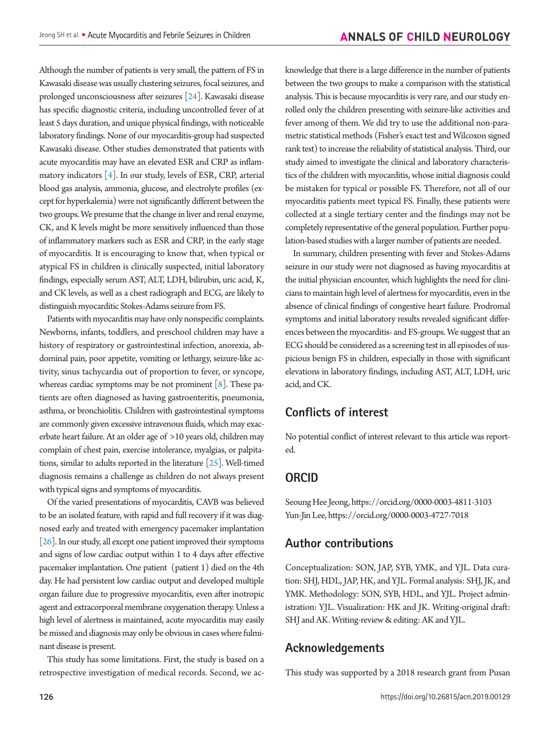Although the number of patients is very small, the pattern of FS in Kawasaki disease was usually clustering seizures, focal seizures, and prolonged unconsciousness after seizures [24]. Kawasaki disease has specific diagnostic criteria, including uncontrolled fever of at least 5 days duration, and unique physical findings, with noticeable laboratory findings. None of our myocarditis-group had suspected Kawasaki disease. Other studies demonstrated that patients with acute myocarditis may have an elevated ESR and CRP as inflammatory indicators [4]. In our study, levels of ESR, CRP, arterial blood gas analysis, ammonia, glucose, and electrolyte profiles (except for hyperkalemia) were not significantly different between the two groups. We presume that the change in liver and renal enzyme, CK, and K levels might be more sensitively influenced than those of inflammatory markers such as ESR and CRP, in the early stage of myocarditis. It is encouraging to know that, when typical or atypical FS in children is clinically suspected, initial laboratory findings, especially serum AST, ALT, LDH, bilirubin, uric acid, K, and CK levels, as well as a chest radiograph and ECG, are likely to distinguish myocarditic Stokes-Adams seizure from FS.

Patients with myocarditis may have only nonspecific complaints. Newborns, infants, toddlers, and preschool children may have a history of respiratory or gastrointestinal infection, anorexia, abdominal pain, poor appetite, vomiting or lethargy, seizure-like activity, sinus tachycardia out of proportion to fever, or syncope, whereas cardiac symptoms may be not prominent [8]. These patients are often diagnosed as having gastroenteritis, pneumonia, asthma, or bronchiolitis. Children with gastrointestinal symptoms are commonly given excessive intravenous fluids, which may exacerbate heart failure. At an older age of >10 years old, children may complain of chest pain, exercise intolerance, myalgias, or palpitations, similar to adults reported in the literature [25]. Well-timed diagnosis remains a challenge as children do not always present with typical signs and symptoms of myocarditis.

Of the varied presentations of myocarditis, CAVB was believed to be an isolated feature, with rapid and full recovery if it was diagnosed early and treated with emergency pacemaker implantation [26]. In our study, all except one patient improved their symptoms and signs of low cardiac output within 1 to 4 days after effective pacemaker implantation. One patient (patient 1) died on the 4th day. He had persistent low cardiac output and developed multiple organ failure due to progressive myocarditis, even after inotropic agent and extracorporeal membrane oxygenation therapy. Unless a high level of alertness is maintained, acute myocarditis may easily be missed and diagnosis may only be obvious in cases where fulminant disease is present.

This study has some limitations. First, the study is based on a retrospective investigation of medical records. Second, we acknowledge that there is a large difference in the number of patients between the two groups to make a comparison with the statistical analysis. This is because myocarditis is very rare, and our study enrolled only the children presenting with seizure-like activities and fever among of them. We did try to use the additional non-parametric statistical methods (Fisher's exact test and Wilcoxon signed rank test) to increase the reliability of statistical analysis. Third, our study aimed to investigate the clinical and laboratory characteristics of the children with myocarditis, whose initial diagnosis could be mistaken for typical or possible FS. Therefore, not all of our myocarditis patients meet typical FS. Finally, these patients were collected at a single tertiary center and the findings may not be completely representative of the general population. Further population-based studies with a larger number of patients are needed.

In summary, children presenting with fever and Stokes-Adams seizure in our study were not diagnosed as having myocarditis at the initial physician encounter, which highlights the need for clinicians to maintain high level of alertness for myocarditis, even in the absence of clinical findings of congestive heart failure. Prodromal symptoms and initial laboratory results revealed significant differences between the myocarditis- and FS-groups. We suggest that an ECG should be considered as a screening test in all episodes of suspicious benign FS in children, especially in those with significant elevations in laboratory findings, including AST, ALT, LDH, uric acid, and CK.

## Conflicts of interest

No potential conflict of interest relevant to this article was reported.

## ORCID

Seoung Hee Jeong, https://orcid.org/0000-0003-4811-3103
Yun-Jin Lee, https://orcid.org/0000-0003-4727-7018

## Author contributions

Conceptualization: SON, JAP, SYB, YMK, and YJL. Data curation: SHJ, HDL, JAP, HK, and YJL. Formal analysis: SHJ, JK, and YMK. Methodology: SON, SYB, HDL, and YJL. Project administration: YJL. Visualization: HK and JK. Writing-original draft: SHJ and AK. Writing-review & editing: AK and YJL.

## Acknowledgements

This study was supported by a 2018 research grant from Pusan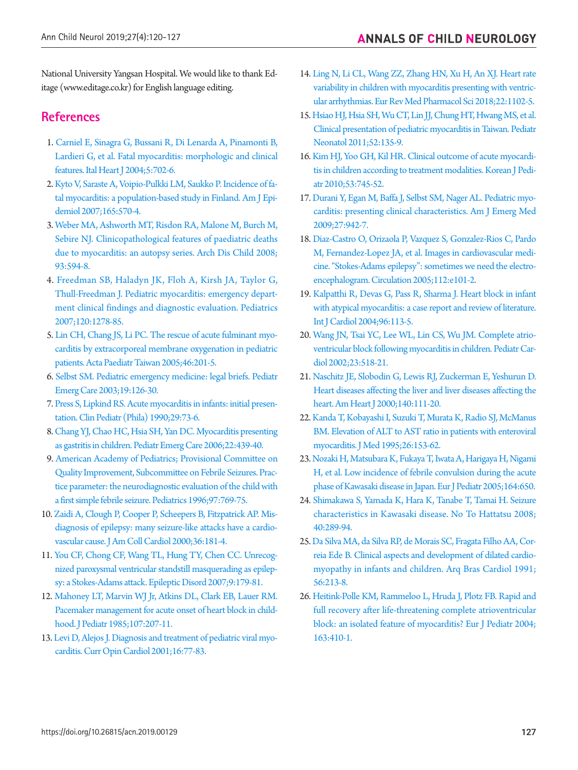National University Yangsan Hospital. We would like to thank Editage (www.editage.co.kr) for English language editing.

## References

1. Carniel E, Sinagra G, Bussani R, Di Lenarda A, Pinamonti B, Lardieri G, et al. Fatal myocarditis: morphologic and clinical features. Ital Heart J 2004;5:702-6.
2. Kyto V, Saraste A, Voipio-Pulkki LM, Saukko P. Incidence of fatal myocarditis: a population-based study in Finland. Am J Epidemiol 2007;165:570-4.
3. Weber MA, Ashworth MT, Risdon RA, Malone M, Burch M, Sebire NJ. Clinicopathological features of paediatric deaths due to myocarditis: an autopsy series. Arch Dis Child 2008; 93:594-8.
4. Freedman SB, Haladyn JK, Floh A, Kirsh JA, Taylor G, Thull-Freedman J. Pediatric myocarditis: emergency department clinical findings and diagnostic evaluation. Pediatrics 2007;120:1278-85.
5. Lin CH, Chang JS, Li PC. The rescue of acute fulminant myocarditis by extracorporeal membrane oxygenation in pediatric patients. Acta Paediatr Taiwan 2005;46:201-5.
6. Selbst SM. Pediatric emergency medicine: legal briefs. Pediatr Emerg Care 2003;19:126-30.
7. Press S, Lipkind RS. Acute myocarditis in infants: initial presentation. Clin Pediatr (Phila) 1990;29:73-6.
8. Chang YJ, Chao HC, Hsia SH, Yan DC. Myocarditis presenting as gastritis in children. Pediatr Emerg Care 2006;22:439-40.
9. American Academy of Pediatrics; Provisional Committee on Quality Improvement, Subcommittee on Febrile Seizures. Practice parameter: the neurodiagnostic evaluation of the child with a first simple febrile seizure. Pediatrics 1996;97:769-75.
10. Zaidi A, Clough P, Cooper P, Scheepers B, Fitzpatrick AP. Misdiagnosis of epilepsy: many seizure-like attacks have a cardiovascular cause. J Am Coll Cardiol 2000;36:181-4.
11. You CF, Chong CF, Wang TL, Hung TY, Chen CC. Unrecognized paroxysmal ventricular standstill masquerading as epilepsy: a Stokes-Adams attack. Epileptic Disord 2007;9:179-81.
12. Mahoney LT, Marvin WJ Jr, Atkins DL, Clark EB, Lauer RM. Pacemaker management for acute onset of heart block in childhood. J Pediatr 1985;107:207-11.
13. Levi D, Alejos J. Diagnosis and treatment of pediatric viral myocarditis. Curr Opin Cardiol 2001;16:77-83.
14. Ling N, Li CL, Wang ZZ, Zhang HN, Xu H, An XJ. Heart rate variability in children with myocarditis presenting with ventricular arrhythmias. Eur Rev Med Pharmacol Sci 2018;22:1102-5.
15. Hsiao HJ, Hsia SH, Wu CT, Lin JJ, Chung HT, Hwang MS, et al. Clinical presentation of pediatric myocarditis in Taiwan. Pediatr Neonatol 2011;52:135-9.
16. Kim HJ, Yoo GH, Kil HR. Clinical outcome of acute myocarditis in children according to treatment modalities. Korean J Pediatr 2010;53:745-52.
17. Durani Y, Egan M, Baffa J, Selbst SM, Nager AL. Pediatric myocarditis: presenting clinical characteristics. Am J Emerg Med 2009;27:942-7.
18. Diaz-Castro O, Orizaola P, Vazquez S, Gonzalez-Rios C, Pardo M, Fernandez-Lopez JA, et al. Images in cardiovascular medicine. "Stokes-Adams epilepsy": sometimes we need the electroencephalogram. Circulation 2005;112:e101-2.
19. Kalpatthi R, Devas G, Pass R, Sharma J. Heart block in infant with atypical myocarditis: a case report and review of literature. Int J Cardiol 2004;96:113-5.
20. Wang JN, Tsai YC, Lee WL, Lin CS, Wu JM. Complete atrioventricular block following myocarditis in children. Pediatr Cardiol 2002;23:518-21.
21. Naschitz JE, Slobodin G, Lewis RJ, Zuckerman E, Yeshurun D. Heart diseases affecting the liver and liver diseases affecting the heart. Am Heart J 2000;140:111-20.
22. Kanda T, Kobayashi I, Suzuki T, Murata K, Radio SJ, McManus BM. Elevation of ALT to AST ratio in patients with enteroviral myocarditis. J Med 1995;26:153-62.
23. Nozaki H, Matsubara K, Fukaya T, Iwata A, Harigaya H, Nigami H, et al. Low incidence of febrile convulsion during the acute phase of Kawasaki disease in Japan. Eur J Pediatr 2005;164:650.
24. Shimakawa S, Yamada K, Hara K, Tanabe T, Tamai H. Seizure characteristics in Kawasaki disease. No To Hattatsu 2008; 40:289-94.
25. Da Silva MA, da Silva RP, de Morais SC, Fragata Filho AA, Correia Ede B. Clinical aspects and development of dilated cardiomyopathy in infants and children. Arq Bras Cardiol 1991; 56:213-8.
26. Heitink-Polle KM, Rammeloo L, Hruda J, Plotz FB. Rapid and full recovery after life-threatening complete atrioventricular block: an isolated feature of myocarditis? Eur J Pediatr 2004; 163:410-1.